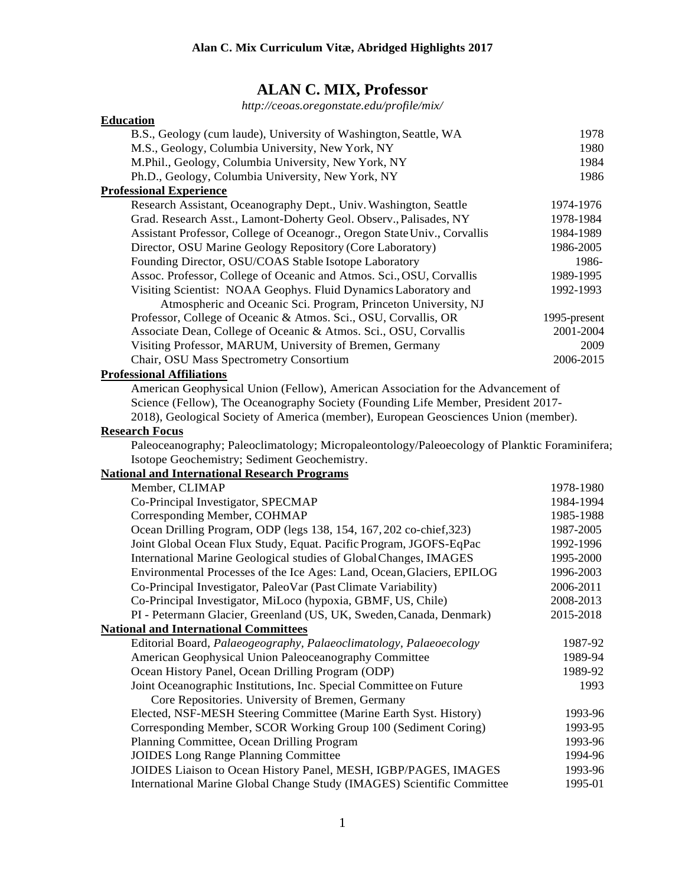# ALAN C. MIX, Professor

*http://ceoas.oregonstate.edu/profile/mix/*

**Education**

| | |
|---|---|
| B.S., Geology (cum laude), University of Washington, Seattle, WA | 1978 |
| M.S., Geology, Columbia University, New York, NY | 1980 |
| M.Phil., Geology, Columbia University, New York, NY | 1984 |
| Ph.D., Geology, Columbia University, New York, NY | 1986 |

**Professional Experience**

| | |
|---|---|
| Research Assistant, Oceanography Dept., Univ. Washington, Seattle | 1974-1976 |
| Grad. Research Asst., Lamont-Doherty Geol. Observ., Palisades, NY | 1978-1984 |
| Assistant Professor, College of Oceanogr., Oregon State Univ., Corvallis | 1984-1989 |
| Director, OSU Marine Geology Repository (Core Laboratory) | 1986-2005 |
| Founding Director, OSU/COAS Stable Isotope Laboratory | 1986- |
| Assoc. Professor, College of Oceanic and Atmos. Sci., OSU, Corvallis | 1989-1995 |
| Visiting Scientist: NOAA Geophys. Fluid Dynamics Laboratory and Atmospheric and Oceanic Sci. Program, Princeton University, NJ | 1992-1993 |
| Professor, College of Oceanic & Atmos. Sci., OSU, Corvallis, OR | 1995-present |
| Associate Dean, College of Oceanic & Atmos. Sci., OSU, Corvallis | 2001-2004 |
| Visiting Professor, MARUM, University of Bremen, Germany | 2009 |
| Chair, OSU Mass Spectrometry Consortium | 2006-2015 |

**Professional Affiliations**

American Geophysical Union (Fellow), American Association for the Advancement of Science (Fellow), The Oceanography Society (Founding Life Member, President 2017-2018), Geological Society of America (member), European Geosciences Union (member).

**Research Focus**

Paleoceanography; Paleoclimatology; Micropaleontology/Paleoecology of Planktic Foraminifera; Isotope Geochemistry; Sediment Geochemistry.

**National and International Research Programs**

| | |
|---|---|
| Member, CLIMAP | 1978-1980 |
| Co-Principal Investigator, SPECMAP | 1984-1994 |
| Corresponding Member, COHMAP | 1985-1988 |
| Ocean Drilling Program, ODP (legs 138, 154, 167, 202 co-chief, 323) | 1987-2005 |
| Joint Global Ocean Flux Study, Equat. Pacific Program, JGOFS-EqPac | 1992-1996 |
| International Marine Geological studies of Global Changes, IMAGES | 1995-2000 |
| Environmental Processes of the Ice Ages: Land, Ocean, Glaciers, EPILOG | 1996-2003 |
| Co-Principal Investigator, PaleoVar (Past Climate Variability) | 2006-2011 |
| Co-Principal Investigator, MiLoco (hypoxia, GBMF, US, Chile) | 2008-2013 |
| PI - Petermann Glacier, Greenland (US, UK, Sweden, Canada, Denmark) | 2015-2018 |

**National and International Committees**

| | |
|---|---|
| Editorial Board, *Palaeogeography, Palaeoclimatology, Palaeoecology* | 1987-92 |
| American Geophysical Union Paleoceanography Committee | 1989-94 |
| Ocean History Panel, Ocean Drilling Program (ODP) | 1989-92 |
| Joint Oceanographic Institutions, Inc. Special Committee on Future Core Repositories. University of Bremen, Germany | 1993 |
| Elected, NSF-MESH Steering Committee (Marine Earth Syst. History) | 1993-96 |
| Corresponding Member, SCOR Working Group 100 (Sediment Coring) | 1993-95 |
| Planning Committee, Ocean Drilling Program | 1993-96 |
| JOIDES Long Range Planning Committee | 1994-96 |
| JOIDES Liaison to Ocean History Panel, MESH, IGBP/PAGES, IMAGES | 1993-96 |
| International Marine Global Change Study (IMAGES) Scientific Committee | 1995-01 |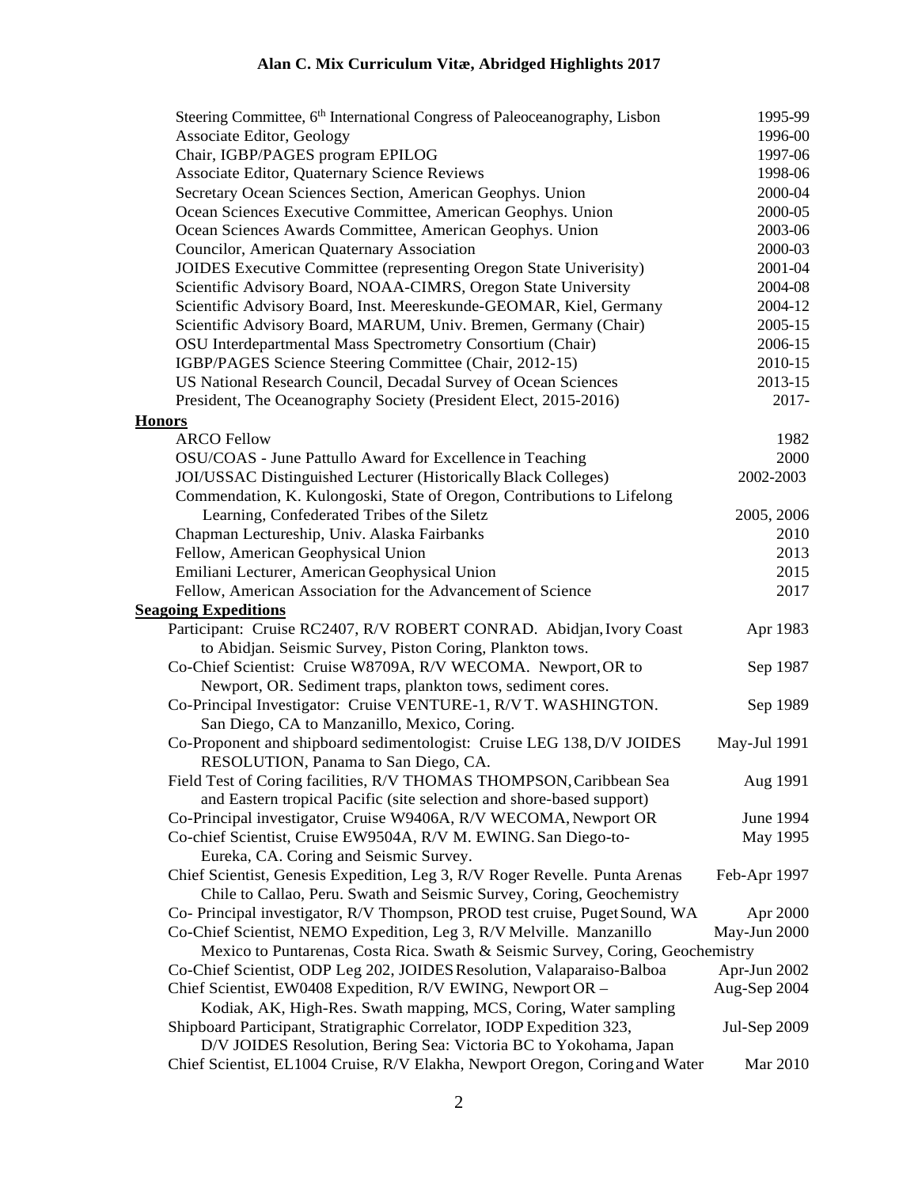| | |
|---|---|
| Steering Committee, 6th International Congress of Paleoceanography, Lisbon | 1995-99 |
| Associate Editor, Geology | 1996-00 |
| Chair, IGBP/PAGES program EPILOG | 1997-06 |
| Associate Editor, Quaternary Science Reviews | 1998-06 |
| Secretary Ocean Sciences Section, American Geophys. Union | 2000-04 |
| Ocean Sciences Executive Committee, American Geophys. Union | 2000-05 |
| Ocean Sciences Awards Committee, American Geophys. Union | 2003-06 |
| Councilor, American Quaternary Association | 2000-03 |
| JOIDES Executive Committee (representing Oregon State Univeristity) | 2001-04 |
| Scientific Advisory Board, NOAA-CIMRS, Oregon State University | 2004-08 |
| Scientific Advisory Board, Inst. Meereskunde-GEOMAR, Kiel, Germany | 2004-12 |
| Scientific Advisory Board, MARUM, Univ. Bremen, Germany (Chair) | 2005-15 |
| OSU Interdepartmental Mass Spectrometry Consortium (Chair) | 2006-15 |
| IGBP/PAGES Science Steering Committee (Chair, 2012-15) | 2010-15 |
| US National Research Council, Decadal Survey of Ocean Sciences | 2013-15 |
| President, The Oceanography Society (President Elect, 2015-2016) | 2017- |

**Honors**

| | |
|---|---|
| ARCO Fellow | 1982 |
| OSU/COAS - June Pattullo Award for Excellence in Teaching | 2000 |
| JOI/USSAC Distinguished Lecturer (Historically Black Colleges) | 2002-2003 |
| Commendation, K. Kulongoski, State of Oregon, Contributions to Lifelong Learning, Confederated Tribes of the Siletz | 2005, 2006 |
| Chapman Lectureship, Univ. Alaska Fairbanks | 2010 |
| Fellow, American Geophysical Union | 2013 |
| Emiliani Lecturer, American Geophysical Union | 2015 |
| Fellow, American Association for the Advancement of Science | 2017 |

**Seagoing Expeditions**

| | |
|---|---|
| Participant: Cruise RC2407, R/V ROBERT CONRAD. Abidjan, Ivory Coast to Abidjan. Seismic Survey, Piston Coring, Plankton tows. | Apr 1983 |
| Co-Chief Scientist: Cruise W8709A, R/V WECOMA. Newport, OR to Newport, OR. Sediment traps, plankton tows, sediment cores. | Sep 1987 |
| Co-Principal Investigator: Cruise VENTURE-1, R/V T. WASHINGTON. San Diego, CA to Manzanillo, Mexico, Coring. | Sep 1989 |
| Co-Proponent and shipboard sedimentologist: Cruise LEG 138, D/V JOIDES RESOLUTION, Panama to San Diego, CA. | May-Jul 1991 |
| Field Test of Coring facilities, R/V THOMAS THOMPSON, Caribbean Sea and Eastern tropical Pacific (site selection and shore-based support) | Aug 1991 |
| Co-Principal investigator, Cruise W9406A, R/V WECOMA, Newport OR | June 1994 |
| Co-chief Scientist, Cruise EW9504A, R/V M. EWING. San Diego-to-Eureka, CA. Coring and Seismic Survey. | May 1995 |
| Chief Scientist, Genesis Expedition, Leg 3, R/V Roger Revelle. Punta Arenas Chile to Callao, Peru. Swath and Seismic Survey, Coring, Geochemistry | Feb-Apr 1997 |
| Co- Principal investigator, R/V Thompson, PROD test cruise, Puget Sound, WA | Apr 2000 |
| Co-Chief Scientist, NEMO Expedition, Leg 3, R/V Melville. Manzanillo Mexico to Puntarenas, Costa Rica. Swath & Seismic Survey, Coring, Geochemistry | May-Jun 2000 |
| Co-Chief Scientist, ODP Leg 202, JOIDES Resolution, Valaparaiso-Balboa | Apr-Jun 2002 |
| Chief Scientist, EW0408 Expedition, R/V EWING, Newport OR – Kodiak, AK, High-Res. Swath mapping, MCS, Coring, Water sampling | Aug-Sep 2004 |
| Shipboard Participant, Stratigraphic Correlator, IODP Expedition 323, D/V JOIDES Resolution, Bering Sea: Victoria BC to Yokohama, Japan | Jul-Sep 2009 |
| Chief Scientist, EL1004 Cruise, R/V Elakha, Newport Oregon, Coring and Water | Mar 2010 |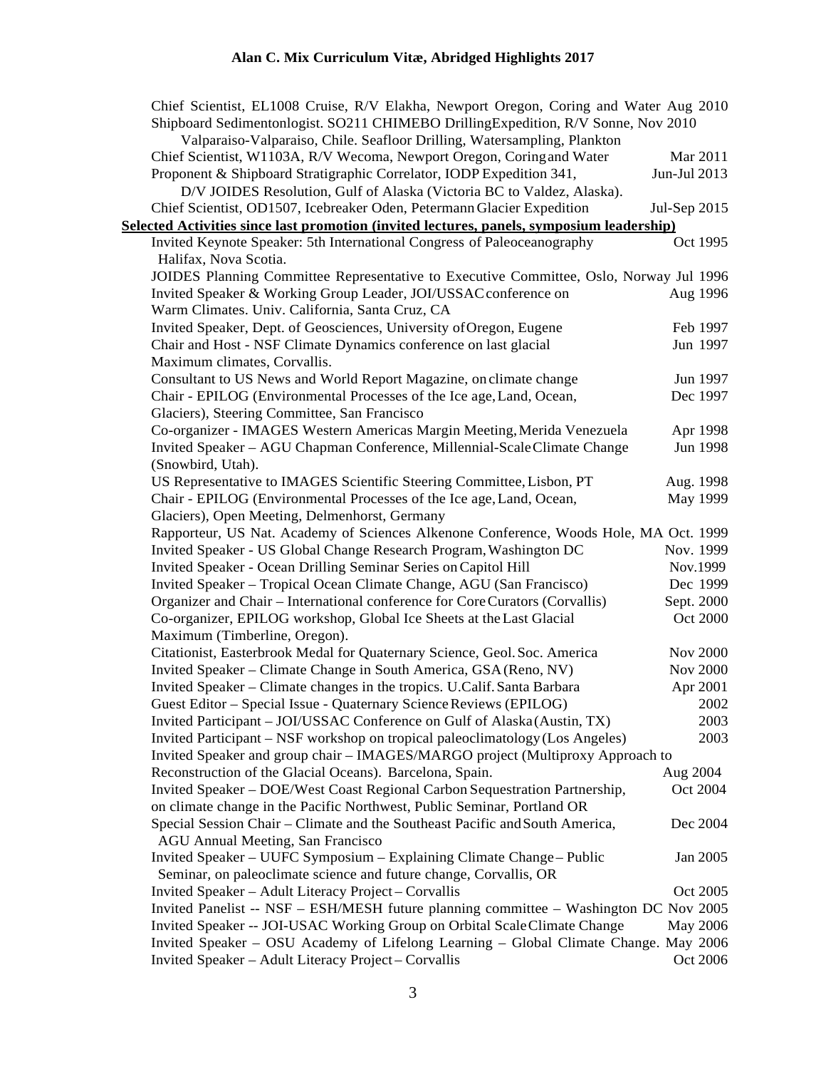Chief Scientist, EL1008 Cruise, R/V Elakha, Newport Oregon, Coring and Water Aug 2010

Shipboard Sedimentonlogist. SO211 CHIMEBO DrillingExpedition, R/V Sonne, Nov 2010
Valparaiso-Valparaiso, Chile. Seafloor Drilling, Watersampling, Plankton

Chief Scientist, W1103A, R/V Wecoma, Newport Oregon, Coringand Water Mar 2011

Proponent & Shipboard Stratigraphic Correlator, IODP Expedition 341, Jun-Jul 2013
D/V JOIDES Resolution, Gulf of Alaska (Victoria BC to Valdez, Alaska).

Chief Scientist, OD1507, Icebreaker Oden, Petermann Glacier Expedition Jul-Sep 2015

**Selected Activities since last promotion (invited lectures, panels, symposium leadership)**

Invited Keynote Speaker: 5th International Congress of Paleoceanography Oct 1995
Halifax, Nova Scotia.

JOIDES Planning Committee Representative to Executive Committee, Oslo, Norway Jul 1996

Invited Speaker & Working Group Leader, JOI/USSAC conference on Aug 1996
Warm Climates. Univ. California, Santa Cruz, CA

Invited Speaker, Dept. of Geosciences, University of Oregon, Eugene Feb 1997

Chair and Host - NSF Climate Dynamics conference on last glacial Jun 1997
Maximum climates, Corvallis.

Consultant to US News and World Report Magazine, on climate change Jun 1997

Chair - EPILOG (Environmental Processes of the Ice age, Land, Ocean, Dec 1997
Glaciers), Steering Committee, San Francisco

Co-organizer - IMAGES Western Americas Margin Meeting, Merida Venezuela Apr 1998

Invited Speaker – AGU Chapman Conference, Millennial-Scale Climate Change Jun 1998
(Snowbird, Utah).

US Representative to IMAGES Scientific Steering Committee, Lisbon, PT Aug. 1998

Chair - EPILOG (Environmental Processes of the Ice age, Land, Ocean, May 1999
Glaciers), Open Meeting, Delmenhorst, Germany

Rapporteur, US Nat. Academy of Sciences Alkenone Conference, Woods Hole, MA Oct. 1999

Invited Speaker - US Global Change Research Program, Washington DC Nov. 1999

Invited Speaker - Ocean Drilling Seminar Series on Capitol Hill Nov.1999

Invited Speaker – Tropical Ocean Climate Change, AGU (San Francisco) Dec 1999

Organizer and Chair – International conference for Core Curators (Corvallis) Sept. 2000

Co-organizer, EPILOG workshop, Global Ice Sheets at the Last Glacial Oct 2000
Maximum (Timberline, Oregon).

Citationist, Easterbrook Medal for Quaternary Science, Geol. Soc. America Nov 2000

Invited Speaker – Climate Change in South America, GSA (Reno, NV) Nov 2000

Invited Speaker – Climate changes in the tropics. U.Calif. Santa Barbara Apr 2001

Guest Editor – Special Issue - Quaternary Science Reviews (EPILOG) 2002

Invited Participant – JOI/USSAC Conference on Gulf of Alaska (Austin, TX) 2003

Invited Participant – NSF workshop on tropical paleoclimatology (Los Angeles) 2003

Invited Speaker and group chair – IMAGES/MARGO project (Multiproxy Approach to
Reconstruction of the Glacial Oceans). Barcelona, Spain. Aug 2004

Invited Speaker – DOE/West Coast Regional Carbon Sequestration Partnership, Oct 2004
on climate change in the Pacific Northwest, Public Seminar, Portland OR

Special Session Chair – Climate and the Southeast Pacific and South America, Dec 2004
AGU Annual Meeting, San Francisco

Invited Speaker – UUFC Symposium – Explaining Climate Change – Public Jan 2005
Seminar, on paleoclimate science and future change, Corvallis, OR

Invited Speaker – Adult Literacy Project – Corvallis Oct 2005

Invited Panelist -- NSF – ESH/MESH future planning committee – Washington DC Nov 2005

Invited Speaker -- JOI-USAC Working Group on Orbital Scale Climate Change May 2006

Invited Speaker – OSU Academy of Lifelong Learning – Global Climate Change. May 2006

Invited Speaker – Adult Literacy Project – Corvallis Oct 2006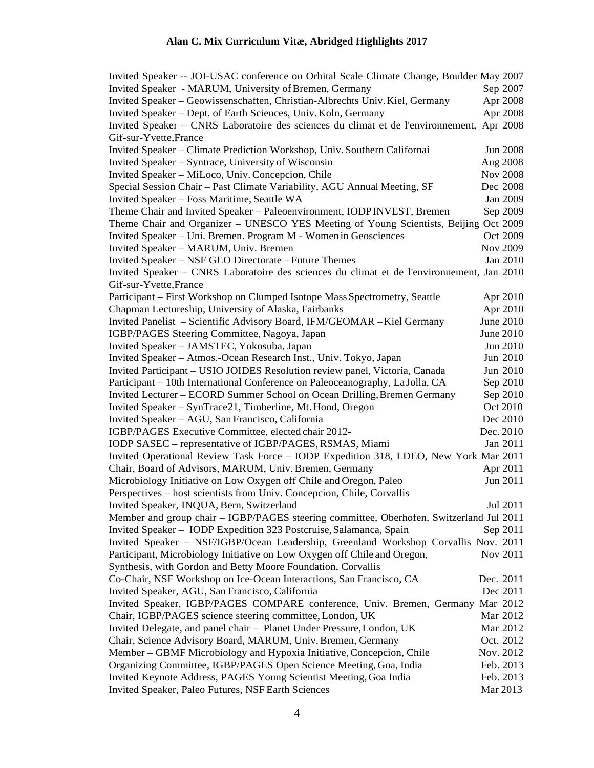Invited Speaker -- JOI-USAC conference on Orbital Scale Climate Change, Boulder May 2007
Invited Speaker - MARUM, University of Bremen, Germany Sep 2007
Invited Speaker – Geowissenschaften, Christian-Albrechts Univ. Kiel, Germany Apr 2008
Invited Speaker – Dept. of Earth Sciences, Univ. Koln, Germany Apr 2008
Invited Speaker – CNRS Laboratoire des sciences du climat et de l'environnement, Gif-sur-Yvette, France Apr 2008
Invited Speaker – Climate Prediction Workshop, Univ. Southern Californai Jun 2008
Invited Speaker – Syntrace, University of Wisconsin Aug 2008
Invited Speaker – MiLoco, Univ. Concepcion, Chile Nov 2008
Special Session Chair – Past Climate Variability, AGU Annual Meeting, SF Dec 2008
Invited Speaker – Foss Maritime, Seattle WA Jan 2009
Theme Chair and Invited Speaker – Paleoenvironment, IODP INVEST, Bremen Sep 2009
Theme Chair and Organizer – UNESCO YES Meeting of Young Scientists, Beijing Oct 2009
Invited Speaker – Uni. Bremen. Program M - Women in Geosciences Oct 2009
Invited Speaker – MARUM, Univ. Bremen Nov 2009
Invited Speaker – NSF GEO Directorate – Future Themes Jan 2010
Invited Speaker – CNRS Laboratoire des sciences du climat et de l'environnement, Gif-sur-Yvette, France Jan 2010
Participant – First Workshop on Clumped Isotope Mass Spectrometry, Seattle Apr 2010
Chapman Lectureship, University of Alaska, Fairbanks Apr 2010
Invited Panelist – Scientific Advisory Board, IFM/GEOMAR – Kiel Germany June 2010
IGBP/PAGES Steering Committee, Nagoya, Japan June 2010
Invited Speaker – JAMSTEC, Yokosuba, Japan Jun 2010
Invited Speaker – Atmos.-Ocean Research Inst., Univ. Tokyo, Japan Jun 2010
Invited Participant – USIO JOIDES Resolution review panel, Victoria, Canada Jun 2010
Participant – 10th International Conference on Paleoceanography, La Jolla, CA Sep 2010
Invited Lecturer – ECORD Summer School on Ocean Drilling, Bremen Germany Sep 2010
Invited Speaker – SynTrace21, Timberline, Mt. Hood, Oregon Oct 2010
Invited Speaker – AGU, San Francisco, California Dec 2010
IGBP/PAGES Executive Committee, elected chair 2012- Dec. 2010
IODP SASEC – representative of IGBP/PAGES, RSMAS, Miami Jan 2011
Invited Operational Review Task Force – IODP Expedition 318, LDEO, New York Mar 2011
Chair, Board of Advisors, MARUM, Univ. Bremen, Germany Apr 2011
Microbiology Initiative on Low Oxygen off Chile and Oregon, Paleo Perspectives – host scientists from Univ. Concepcion, Chile, Corvallis Jun 2011
Invited Speaker, INQUA, Bern, Switzerland Jul 2011
Member and group chair – IGBP/PAGES steering committee, Oberhofen, Switzerland Jul 2011
Invited Speaker – IODP Expedition 323 Postcruise, Salamanca, Spain Sep 2011
Invited Speaker – NSF/IGBP/Ocean Leadership, Greenland Workshop Corvallis Nov. 2011
Participant, Microbiology Initiative on Low Oxygen off Chile and Oregon, Synthesis, with Gordon and Betty Moore Foundation, Corvallis Nov 2011
Co-Chair, NSF Workshop on Ice-Ocean Interactions, San Francisco, CA Dec. 2011
Invited Speaker, AGU, San Francisco, California Dec 2011
Invited Speaker, IGBP/PAGES COMPARE conference, Univ. Bremen, Germany Mar 2012
Chair, IGBP/PAGES science steering committee, London, UK Mar 2012
Invited Delegate, and panel chair – Planet Under Pressure, London, UK Mar 2012
Chair, Science Advisory Board, MARUM, Univ. Bremen, Germany Oct. 2012
Member – GBMF Microbiology and Hypoxia Initiative, Concepcion, Chile Nov. 2012
Organizing Committee, IGBP/PAGES Open Science Meeting, Goa, India Feb. 2013
Invited Keynote Address, PAGES Young Scientist Meeting, Goa India Feb. 2013
Invited Speaker, Paleo Futures, NSF Earth Sciences Mar 2013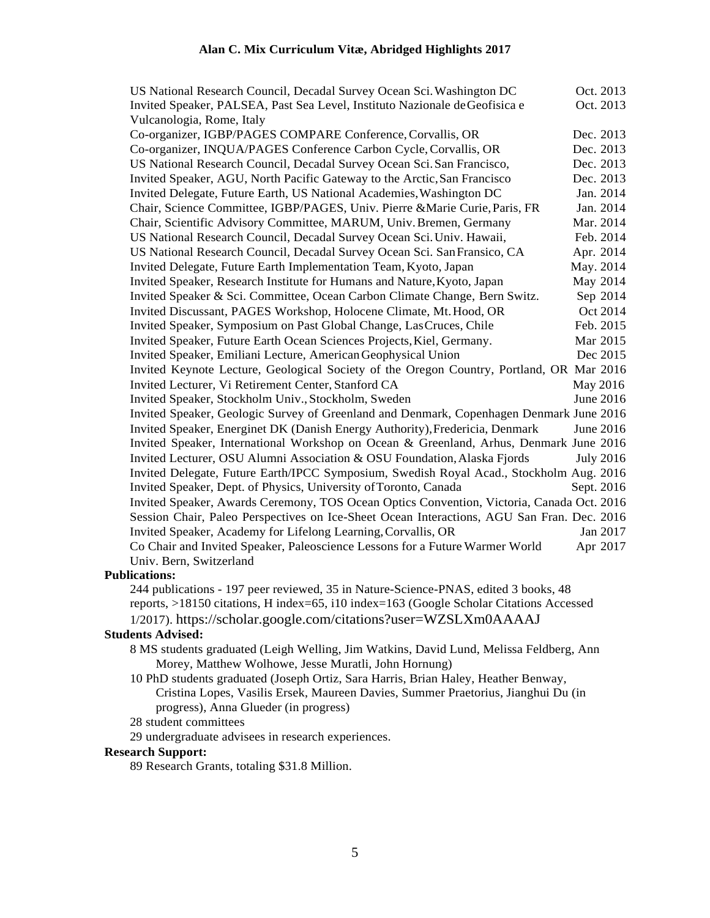US National Research Council, Decadal Survey Ocean Sci. Washington DC Oct. 2013
Invited Speaker, PALSEA, Past Sea Level, Instituto Nazionale de Geofisica e Vulcanologia, Rome, Italy Oct. 2013
Co-organizer, IGBP/PAGES COMPARE Conference, Corvallis, OR Dec. 2013
Co-organizer, INQUA/PAGES Conference Carbon Cycle, Corvallis, OR Dec. 2013
US National Research Council, Decadal Survey Ocean Sci. San Francisco, Dec. 2013
Invited Speaker, AGU, North Pacific Gateway to the Arctic, San Francisco Dec. 2013
Invited Delegate, Future Earth, US National Academies, Washington DC Jan. 2014
Chair, Science Committee, IGBP/PAGES, Univ. Pierre &Marie Curie, Paris, FR Jan. 2014
Chair, Scientific Advisory Committee, MARUM, Univ. Bremen, Germany Mar. 2014
US National Research Council, Decadal Survey Ocean Sci. Univ. Hawaii, Feb. 2014
US National Research Council, Decadal Survey Ocean Sci. San Fransico, CA Apr. 2014
Invited Delegate, Future Earth Implementation Team, Kyoto, Japan May. 2014
Invited Speaker, Research Institute for Humans and Nature, Kyoto, Japan May 2014
Invited Speaker & Sci. Committee, Ocean Carbon Climate Change, Bern Switz. Sep 2014
Invited Discussant, PAGES Workshop, Holocene Climate, Mt. Hood, OR Oct 2014
Invited Speaker, Symposium on Past Global Change, Las Cruces, Chile Feb. 2015
Invited Speaker, Future Earth Ocean Sciences Projects, Kiel, Germany. Mar 2015
Invited Speaker, Emiliani Lecture, American Geophysical Union Dec 2015
Invited Keynote Lecture, Geological Society of the Oregon Country, Portland, OR Mar 2016
Invited Lecturer, Vi Retirement Center, Stanford CA May 2016
Invited Speaker, Stockholm Univ., Stockholm, Sweden June 2016
Invited Speaker, Geologic Survey of Greenland and Denmark, Copenhagen Denmark June 2016
Invited Speaker, Energinet DK (Danish Energy Authority), Fredericia, Denmark June 2016
Invited Speaker, International Workshop on Ocean & Greenland, Arhus, Denmark June 2016
Invited Lecturer, OSU Alumni Association & OSU Foundation, Alaska Fjords July 2016
Invited Delegate, Future Earth/IPCC Symposium, Swedish Royal Acad., Stockholm Aug. 2016
Invited Speaker, Dept. of Physics, University of Toronto, Canada Sept. 2016
Invited Speaker, Awards Ceremony, TOS Ocean Optics Convention, Victoria, Canada Oct. 2016
Session Chair, Paleo Perspectives on Ice-Sheet Ocean Interactions, AGU San Fran. Dec. 2016
Invited Speaker, Academy for Lifelong Learning, Corvallis, OR Jan 2017
Co Chair and Invited Speaker, Paleoscience Lessons for a Future Warmer World Univ. Bern, Switzerland Apr 2017

**Publications:**

244 publications - 197 peer reviewed, 35 in Nature-Science-PNAS, edited 3 books, 48 reports, >18150 citations, H index=65, i10 index=163 (Google Scholar Citations Accessed 1/2017). https://scholar.google.com/citations?user=WZSLXm0AAAAJ

**Students Advised:**

8 MS students graduated (Leigh Welling, Jim Watkins, David Lund, Melissa Feldberg, Ann Morey, Matthew Wolhowe, Jesse Muratli, John Hornung)

10 PhD students graduated (Joseph Ortiz, Sara Harris, Brian Haley, Heather Benway, Cristina Lopes, Vasilis Ersek, Maureen Davies, Summer Praetorius, Jianghui Du (in progress), Anna Glueder (in progress)

28 student committees

29 undergraduate advisees in research experiences.

**Research Support:**

89 Research Grants, totaling $31.8 Million.